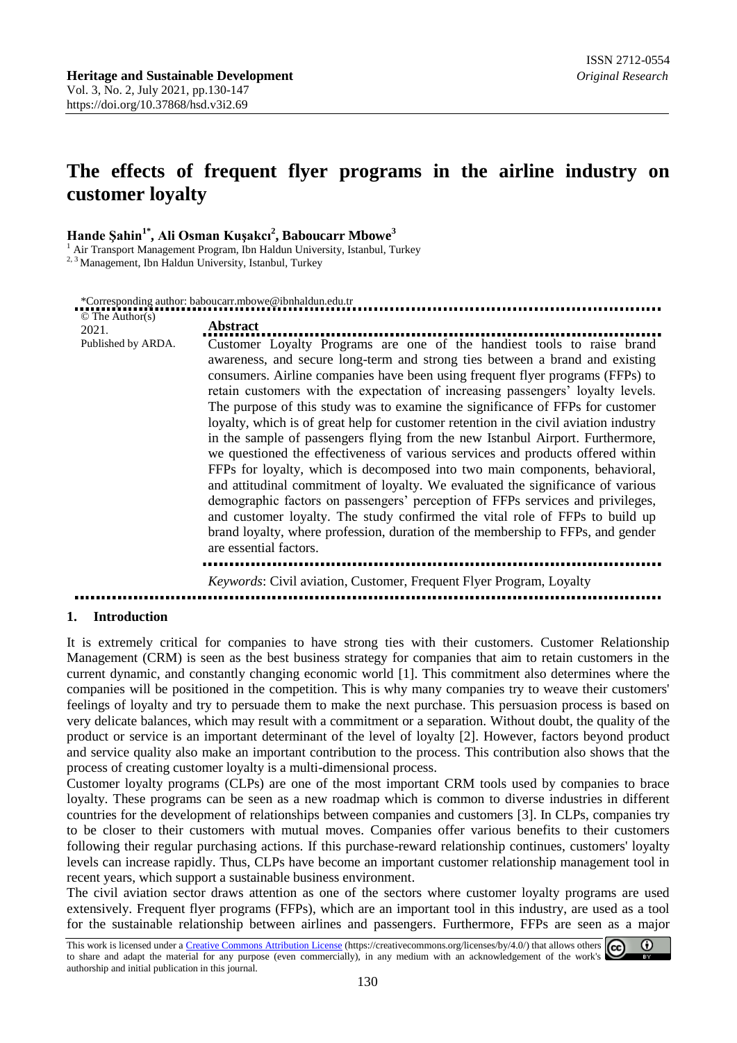Heritage and Sustainable Development
Vol. 3, No. 2, July 2021, pp.130-147
https://doi.org/10.37868/hsd.v3i2.69

ISSN 2712-0554
*Original Research*

# The effects of frequent flyer programs in the airline industry on customer loyalty

**Hande Şahin[1*], Ali Osman Kuşakcı[2], Baboucarr Mbowe[3]**

[1] Air Transport Management Program, Ibn Haldun University, Istanbul, Turkey
[2, 3] Management, Ibn Haldun University, Istanbul, Turkey

*Corresponding author: baboucarr.mbowe@ibnhaldun.edu.tr

© The Author(s) 2021.
Published by ARDA.

## Abstract

Customer Loyalty Programs are one of the handiest tools to raise brand awareness, and secure long-term and strong ties between a brand and existing consumers. Airline companies have been using frequent flyer programs (FFPs) to retain customers with the expectation of increasing passengers' loyalty levels. The purpose of this study was to examine the significance of FFPs for customer loyalty, which is of great help for customer retention in the civil aviation industry in the sample of passengers flying from the new Istanbul Airport. Furthermore, we questioned the effectiveness of various services and products offered within FFPs for loyalty, which is decomposed into two main components, behavioral, and attitudinal commitment of loyalty. We evaluated the significance of various demographic factors on passengers' perception of FFPs services and privileges, and customer loyalty. The study confirmed the vital role of FFPs to build up brand loyalty, where profession, duration of the membership to FFPs, and gender are essential factors.

*Keywords*: Civil aviation, Customer, Frequent Flyer Program, Loyalty

## 1. Introduction

It is extremely critical for companies to have strong ties with their customers. Customer Relationship Management (CRM) is seen as the best business strategy for companies that aim to retain customers in the current dynamic, and constantly changing economic world [1]. This commitment also determines where the companies will be positioned in the competition. This is why many companies try to weave their customers' feelings of loyalty and try to persuade them to make the next purchase. This persuasion process is based on very delicate balances, which may result with a commitment or a separation. Without doubt, the quality of the product or service is an important determinant of the level of loyalty [2]. However, factors beyond product and service quality also make an important contribution to the process. This contribution also shows that the process of creating customer loyalty is a multi-dimensional process.

Customer loyalty programs (CLPs) are one of the most important CRM tools used by companies to brace loyalty. These programs can be seen as a new roadmap which is common to diverse industries in different countries for the development of relationships between companies and customers [3]. In CLPs, companies try to be closer to their customers with mutual moves. Companies offer various benefits to their customers following their regular purchasing actions. If this purchase-reward relationship continues, customers' loyalty levels can increase rapidly. Thus, CLPs have become an important customer relationship management tool in recent years, which support a sustainable business environment.

The civil aviation sector draws attention as one of the sectors where customer loyalty programs are used extensively. Frequent flyer programs (FFPs), which are an important tool in this industry, are used as a tool for the sustainable relationship between airlines and passengers. Furthermore, FFPs are seen as a major

This work is licensed under a Creative Commons Attribution License (https://creativecommons.org/licenses/by/4.0/) that allows others to share and adapt the material for any purpose (even commercially), in any medium with an acknowledgement of the work's authorship and initial publication in this journal.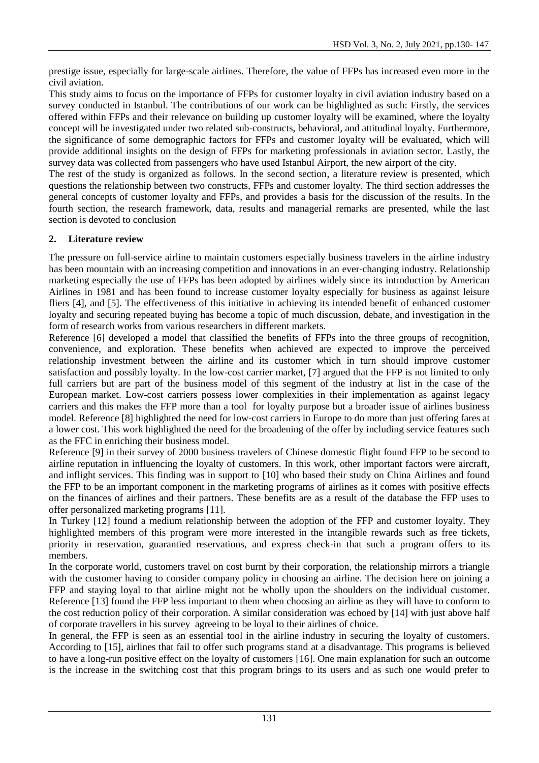prestige issue, especially for large-scale airlines. Therefore, the value of FFPs has increased even more in the civil aviation.

This study aims to focus on the importance of FFPs for customer loyalty in civil aviation industry based on a survey conducted in Istanbul. The contributions of our work can be highlighted as such: Firstly, the services offered within FFPs and their relevance on building up customer loyalty will be examined, where the loyalty concept will be investigated under two related sub-constructs, behavioral, and attitudinal loyalty. Furthermore, the significance of some demographic factors for FFPs and customer loyalty will be evaluated, which will provide additional insights on the design of FFPs for marketing professionals in aviation sector. Lastly, the survey data was collected from passengers who have used Istanbul Airport, the new airport of the city.

The rest of the study is organized as follows. In the second section, a literature review is presented, which questions the relationship between two constructs, FFPs and customer loyalty. The third section addresses the general concepts of customer loyalty and FFPs, and provides a basis for the discussion of the results. In the fourth section, the research framework, data, results and managerial remarks are presented, while the last section is devoted to conclusion

## 2. Literature review

The pressure on full-service airline to maintain customers especially business travelers in the airline industry has been mountain with an increasing competition and innovations in an ever-changing industry. Relationship marketing especially the use of FFPs has been adopted by airlines widely since its introduction by American Airlines in 1981 and has been found to increase customer loyalty especially for business as against leisure fliers [4], and [5]. The effectiveness of this initiative in achieving its intended benefit of enhanced customer loyalty and securing repeated buying has become a topic of much discussion, debate, and investigation in the form of research works from various researchers in different markets.

Reference [6] developed a model that classified the benefits of FFPs into the three groups of recognition, convenience, and exploration. These benefits when achieved are expected to improve the perceived relationship investment between the airline and its customer which in turn should improve customer satisfaction and possibly loyalty. In the low-cost carrier market, [7] argued that the FFP is not limited to only full carriers but are part of the business model of this segment of the industry at list in the case of the European market. Low-cost carriers possess lower complexities in their implementation as against legacy carriers and this makes the FFP more than a tool for loyalty purpose but a broader issue of airlines business model. Reference [8] highlighted the need for low-cost carriers in Europe to do more than just offering fares at a lower cost. This work highlighted the need for the broadening of the offer by including service features such as the FFC in enriching their business model.

Reference [9] in their survey of 2000 business travelers of Chinese domestic flight found FFP to be second to airline reputation in influencing the loyalty of customers. In this work, other important factors were aircraft, and inflight services. This finding was in support to [10] who based their study on China Airlines and found the FFP to be an important component in the marketing programs of airlines as it comes with positive effects on the finances of airlines and their partners. These benefits are as a result of the database the FFP uses to offer personalized marketing programs [11].

In Turkey [12] found a medium relationship between the adoption of the FFP and customer loyalty. They highlighted members of this program were more interested in the intangible rewards such as free tickets, priority in reservation, guarantied reservations, and express check-in that such a program offers to its members.

In the corporate world, customers travel on cost burnt by their corporation, the relationship mirrors a triangle with the customer having to consider company policy in choosing an airline. The decision here on joining a FFP and staying loyal to that airline might not be wholly upon the shoulders on the individual customer. Reference [13] found the FFP less important to them when choosing an airline as they will have to conform to the cost reduction policy of their corporation. A similar consideration was echoed by [14] with just above half of corporate travellers in his survey agreeing to be loyal to their airlines of choice.

In general, the FFP is seen as an essential tool in the airline industry in securing the loyalty of customers. According to [15], airlines that fail to offer such programs stand at a disadvantage. This programs is believed to have a long-run positive effect on the loyalty of customers [16]. One main explanation for such an outcome is the increase in the switching cost that this program brings to its users and as such one would prefer to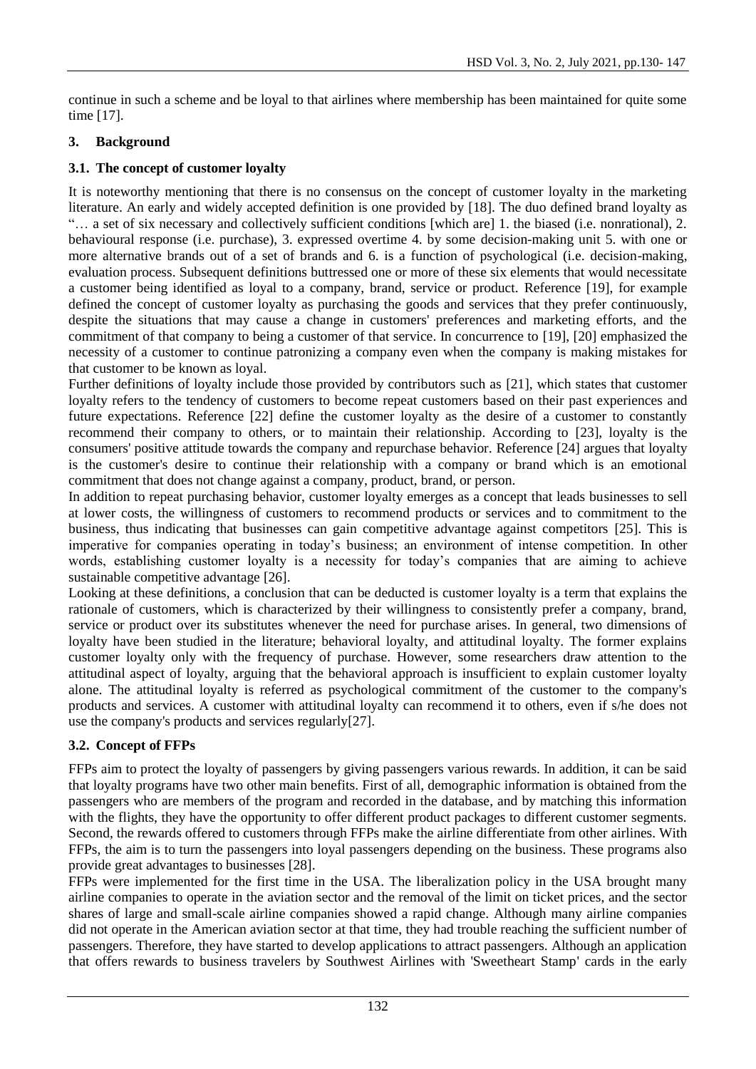continue in such a scheme and be loyal to that airlines where membership has been maintained for quite some time [17].

## 3. Background

### 3.1. The concept of customer loyalty

It is noteworthy mentioning that there is no consensus on the concept of customer loyalty in the marketing literature. An early and widely accepted definition is one provided by [18]. The duo defined brand loyalty as "… a set of six necessary and collectively sufficient conditions [which are] 1. the biased (i.e. nonrational), 2. behavioural response (i.e. purchase), 3. expressed overtime 4. by some decision-making unit 5. with one or more alternative brands out of a set of brands and 6. is a function of psychological (i.e. decision-making, evaluation process. Subsequent definitions buttressed one or more of these six elements that would necessitate a customer being identified as loyal to a company, brand, service or product. Reference [19], for example defined the concept of customer loyalty as purchasing the goods and services that they prefer continuously, despite the situations that may cause a change in customers' preferences and marketing efforts, and the commitment of that company to being a customer of that service. In concurrence to [19], [20] emphasized the necessity of a customer to continue patronizing a company even when the company is making mistakes for that customer to be known as loyal.

Further definitions of loyalty include those provided by contributors such as [21], which states that customer loyalty refers to the tendency of customers to become repeat customers based on their past experiences and future expectations. Reference [22] define the customer loyalty as the desire of a customer to constantly recommend their company to others, or to maintain their relationship. According to [23], loyalty is the consumers' positive attitude towards the company and repurchase behavior. Reference [24] argues that loyalty is the customer's desire to continue their relationship with a company or brand which is an emotional commitment that does not change against a company, product, brand, or person.

In addition to repeat purchasing behavior, customer loyalty emerges as a concept that leads businesses to sell at lower costs, the willingness of customers to recommend products or services and to commitment to the business, thus indicating that businesses can gain competitive advantage against competitors [25]. This is imperative for companies operating in today's business; an environment of intense competition. In other words, establishing customer loyalty is a necessity for today's companies that are aiming to achieve sustainable competitive advantage [26].

Looking at these definitions, a conclusion that can be deducted is customer loyalty is a term that explains the rationale of customers, which is characterized by their willingness to consistently prefer a company, brand, service or product over its substitutes whenever the need for purchase arises. In general, two dimensions of loyalty have been studied in the literature; behavioral loyalty, and attitudinal loyalty. The former explains customer loyalty only with the frequency of purchase. However, some researchers draw attention to the attitudinal aspect of loyalty, arguing that the behavioral approach is insufficient to explain customer loyalty alone. The attitudinal loyalty is referred as psychological commitment of the customer to the company's products and services. A customer with attitudinal loyalty can recommend it to others, even if s/he does not use the company's products and services regularly[27].

### 3.2. Concept of FFPs

FFPs aim to protect the loyalty of passengers by giving passengers various rewards. In addition, it can be said that loyalty programs have two other main benefits. First of all, demographic information is obtained from the passengers who are members of the program and recorded in the database, and by matching this information with the flights, they have the opportunity to offer different product packages to different customer segments. Second, the rewards offered to customers through FFPs make the airline differentiate from other airlines. With FFPs, the aim is to turn the passengers into loyal passengers depending on the business. These programs also provide great advantages to businesses [28].

FFPs were implemented for the first time in the USA. The liberalization policy in the USA brought many airline companies to operate in the aviation sector and the removal of the limit on ticket prices, and the sector shares of large and small-scale airline companies showed a rapid change. Although many airline companies did not operate in the American aviation sector at that time, they had trouble reaching the sufficient number of passengers. Therefore, they have started to develop applications to attract passengers. Although an application that offers rewards to business travelers by Southwest Airlines with 'Sweetheart Stamp' cards in the early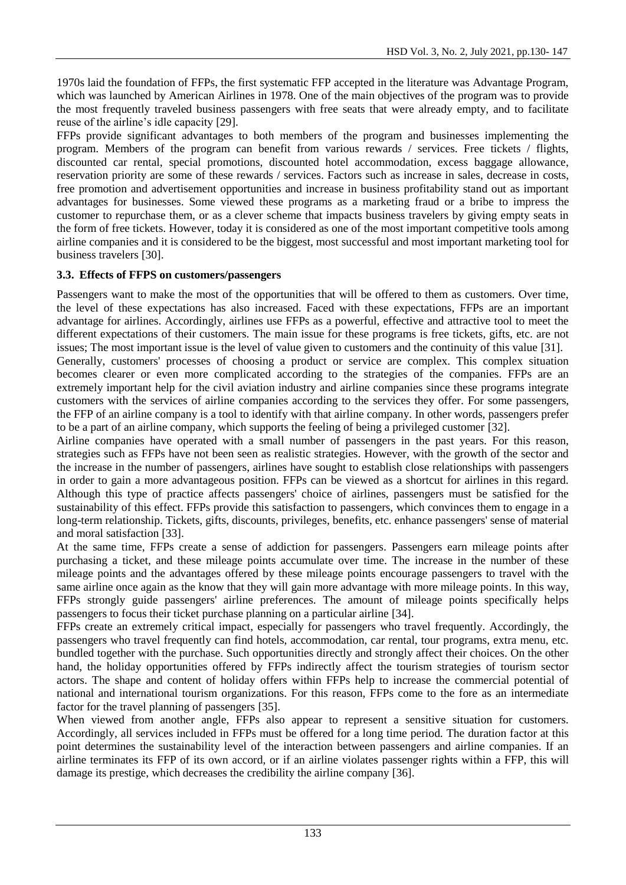1970s laid the foundation of FFPs, the first systematic FFP accepted in the literature was Advantage Program, which was launched by American Airlines in 1978. One of the main objectives of the program was to provide the most frequently traveled business passengers with free seats that were already empty, and to facilitate reuse of the airline's idle capacity [29].

FFPs provide significant advantages to both members of the program and businesses implementing the program. Members of the program can benefit from various rewards / services. Free tickets / flights, discounted car rental, special promotions, discounted hotel accommodation, excess baggage allowance, reservation priority are some of these rewards / services. Factors such as increase in sales, decrease in costs, free promotion and advertisement opportunities and increase in business profitability stand out as important advantages for businesses. Some viewed these programs as a marketing fraud or a bribe to impress the customer to repurchase them, or as a clever scheme that impacts business travelers by giving empty seats in the form of free tickets. However, today it is considered as one of the most important competitive tools among airline companies and it is considered to be the biggest, most successful and most important marketing tool for business travelers [30].

### 3.3. Effects of FFPS on customers/passengers

Passengers want to make the most of the opportunities that will be offered to them as customers. Over time, the level of these expectations has also increased. Faced with these expectations, FFPs are an important advantage for airlines. Accordingly, airlines use FFPs as a powerful, effective and attractive tool to meet the different expectations of their customers. The main issue for these programs is free tickets, gifts, etc. are not issues; The most important issue is the level of value given to customers and the continuity of this value [31].

Generally, customers' processes of choosing a product or service are complex. This complex situation becomes clearer or even more complicated according to the strategies of the companies. FFPs are an extremely important help for the civil aviation industry and airline companies since these programs integrate customers with the services of airline companies according to the services they offer. For some passengers, the FFP of an airline company is a tool to identify with that airline company. In other words, passengers prefer to be a part of an airline company, which supports the feeling of being a privileged customer [32].

Airline companies have operated with a small number of passengers in the past years. For this reason, strategies such as FFPs have not been seen as realistic strategies. However, with the growth of the sector and the increase in the number of passengers, airlines have sought to establish close relationships with passengers in order to gain a more advantageous position. FFPs can be viewed as a shortcut for airlines in this regard. Although this type of practice affects passengers' choice of airlines, passengers must be satisfied for the sustainability of this effect. FFPs provide this satisfaction to passengers, which convinces them to engage in a long-term relationship. Tickets, gifts, discounts, privileges, benefits, etc. enhance passengers' sense of material and moral satisfaction [33].

At the same time, FFPs create a sense of addiction for passengers. Passengers earn mileage points after purchasing a ticket, and these mileage points accumulate over time. The increase in the number of these mileage points and the advantages offered by these mileage points encourage passengers to travel with the same airline once again as the know that they will gain more advantage with more mileage points. In this way, FFPs strongly guide passengers' airline preferences. The amount of mileage points specifically helps passengers to focus their ticket purchase planning on a particular airline [34].

FFPs create an extremely critical impact, especially for passengers who travel frequently. Accordingly, the passengers who travel frequently can find hotels, accommodation, car rental, tour programs, extra menu, etc. bundled together with the purchase. Such opportunities directly and strongly affect their choices. On the other hand, the holiday opportunities offered by FFPs indirectly affect the tourism strategies of tourism sector actors. The shape and content of holiday offers within FFPs help to increase the commercial potential of national and international tourism organizations. For this reason, FFPs come to the fore as an intermediate factor for the travel planning of passengers [35].

When viewed from another angle, FFPs also appear to represent a sensitive situation for customers. Accordingly, all services included in FFPs must be offered for a long time period. The duration factor at this point determines the sustainability level of the interaction between passengers and airline companies. If an airline terminates its FFP of its own accord, or if an airline violates passenger rights within a FFP, this will damage its prestige, which decreases the credibility the airline company [36].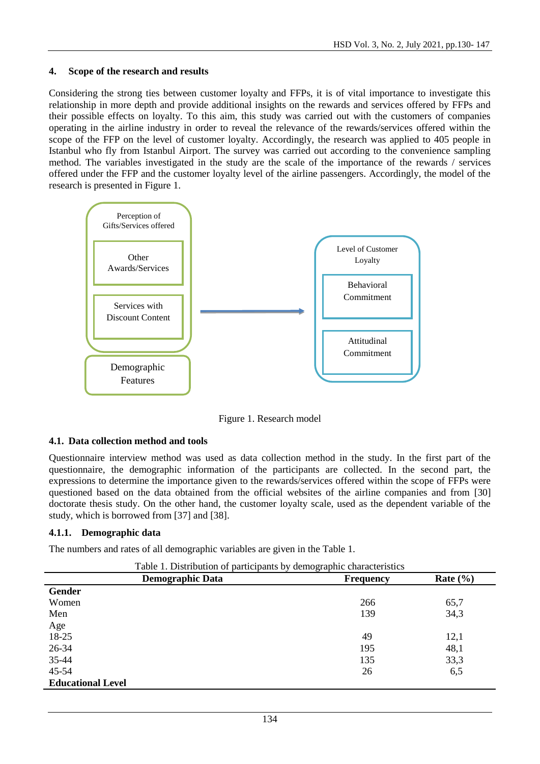## 4. Scope of the research and results

Considering the strong ties between customer loyalty and FFPs, it is of vital importance to investigate this relationship in more depth and provide additional insights on the rewards and services offered by FFPs and their possible effects on loyalty. To this aim, this study was carried out with the customers of companies operating in the airline industry in order to reveal the relevance of the rewards/services offered within the scope of the FFP on the level of customer loyalty. Accordingly, the research was applied to 405 people in Istanbul who fly from Istanbul Airport. The survey was carried out according to the convenience sampling method. The variables investigated in the study are the scale of the importance of the rewards / services offered under the FFP and the customer loyalty level of the airline passengers. Accordingly, the model of the research is presented in Figure 1.

Perception of Gifts/Services offered

Other Awards/Services

Services with Discount Content

Demographic Features

Level of Customer Loyalty

Behavioral Commitment

Attitudinal Commitment

Figure 1. Research model

### 4.1. Data collection method and tools

Questionnaire interview method was used as data collection method in the study. In the first part of the questionnaire, the demographic information of the participants are collected. In the second part, the expressions to determine the importance given to the rewards/services offered within the scope of FFPs were questioned based on the data obtained from the official websites of the airline companies and from [30] doctorate thesis study. On the other hand, the customer loyalty scale, used as the dependent variable of the study, which is borrowed from [37] and [38].

#### 4.1.1. Demographic data

The numbers and rates of all demographic variables are given in the Table 1.

Table 1. Distribution of participants by demographic characteristics

| Demographic Data | Frequency | Rate (%) |
|---|---|---|
| **Gender** | | |
| Women | 266 | 65,7 |
| Men | 139 | 34,3 |
| Age | | |
| 18-25 | 49 | 12,1 |
| 26-34 | 195 | 48,1 |
| 35-44 | 135 | 33,3 |
| 45-54 | 26 | 6,5 |
| **Educational Level** | | |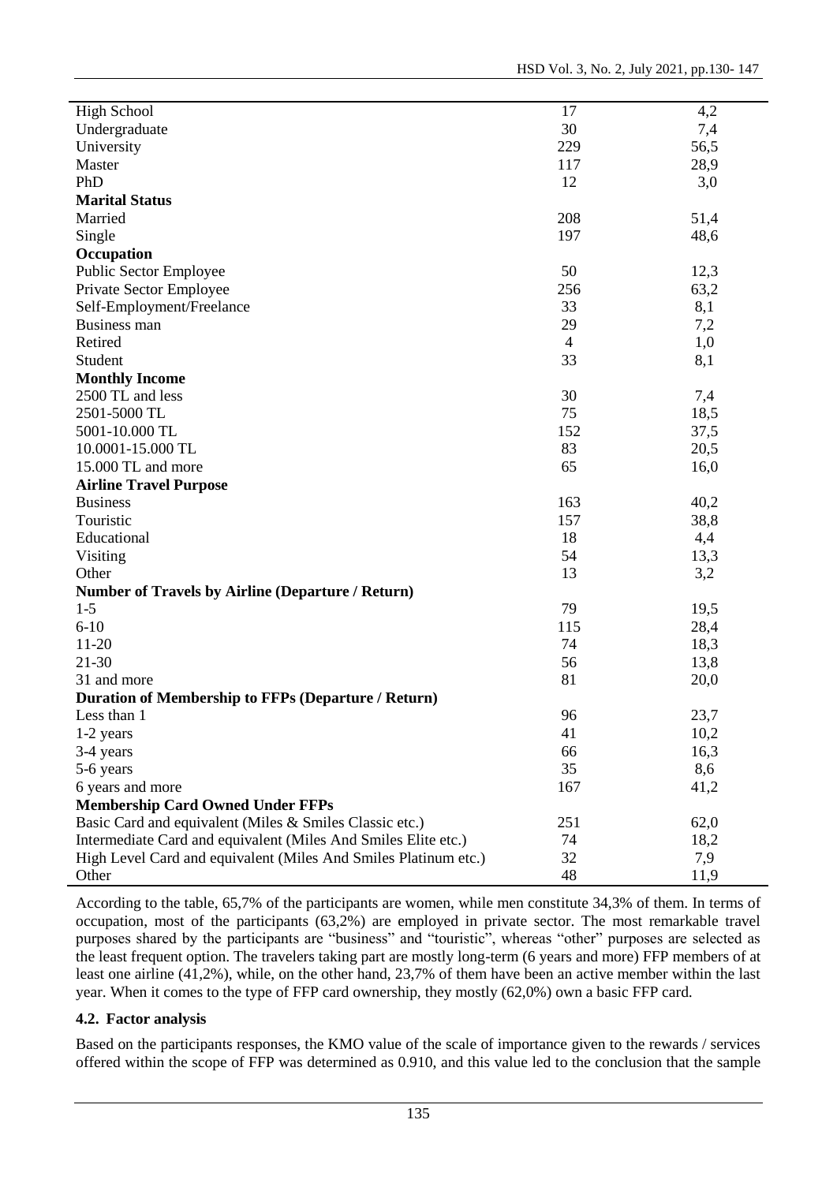| | | |
|---|---|---|
| High School | 17 | 4,2 |
| Undergraduate | 30 | 7,4 |
| University | 229 | 56,5 |
| Master | 117 | 28,9 |
| PhD | 12 | 3,0 |
| **Marital Status** | | |
| Married | 208 | 51,4 |
| Single | 197 | 48,6 |
| **Occupation** | | |
| Public Sector Employee | 50 | 12,3 |
| Private Sector Employee | 256 | 63,2 |
| Self-Employment/Freelance | 33 | 8,1 |
| Business man | 29 | 7,2 |
| Retired | 4 | 1,0 |
| Student | 33 | 8,1 |
| **Monthly Income** | | |
| 2500 TL and less | 30 | 7,4 |
| 2501-5000 TL | 75 | 18,5 |
| 5001-10.000 TL | 152 | 37,5 |
| 10.0001-15.000 TL | 83 | 20,5 |
| 15.000 TL and more | 65 | 16,0 |
| **Airline Travel Purpose** | | |
| Business | 163 | 40,2 |
| Touristic | 157 | 38,8 |
| Educational | 18 | 4,4 |
| Visiting | 54 | 13,3 |
| Other | 13 | 3,2 |
| **Number of Travels by Airline (Departure / Return)** | | |
| 1-5 | 79 | 19,5 |
| 6-10 | 115 | 28,4 |
| 11-20 | 74 | 18,3 |
| 21-30 | 56 | 13,8 |
| 31 and more | 81 | 20,0 |
| **Duration of Membership to FFPs (Departure / Return)** | | |
| Less than 1 | 96 | 23,7 |
| 1-2 years | 41 | 10,2 |
| 3-4 years | 66 | 16,3 |
| 5-6 years | 35 | 8,6 |
| 6 years and more | 167 | 41,2 |
| **Membership Card Owned Under FFPs** | | |
| Basic Card and equivalent (Miles & Smiles Classic etc.) | 251 | 62,0 |
| Intermediate Card and equivalent (Miles And Smiles Elite etc.) | 74 | 18,2 |
| High Level Card and equivalent (Miles And Smiles Platinum etc.) | 32 | 7,9 |
| Other | 48 | 11,9 |

According to the table, 65,7% of the participants are women, while men constitute 34,3% of them. In terms of occupation, most of the participants (63,2%) are employed in private sector. The most remarkable travel purposes shared by the participants are "business" and "touristic", whereas "other" purposes are selected as the least frequent option. The travelers taking part are mostly long-term (6 years and more) FFP members of at least one airline (41,2%), while, on the other hand, 23,7% of them have been an active member within the last year. When it comes to the type of FFP card ownership, they mostly (62,0%) own a basic FFP card.

### 4.2. Factor analysis

Based on the participants responses, the KMO value of the scale of importance given to the rewards / services offered within the scope of FFP was determined as 0.910, and this value led to the conclusion that the sample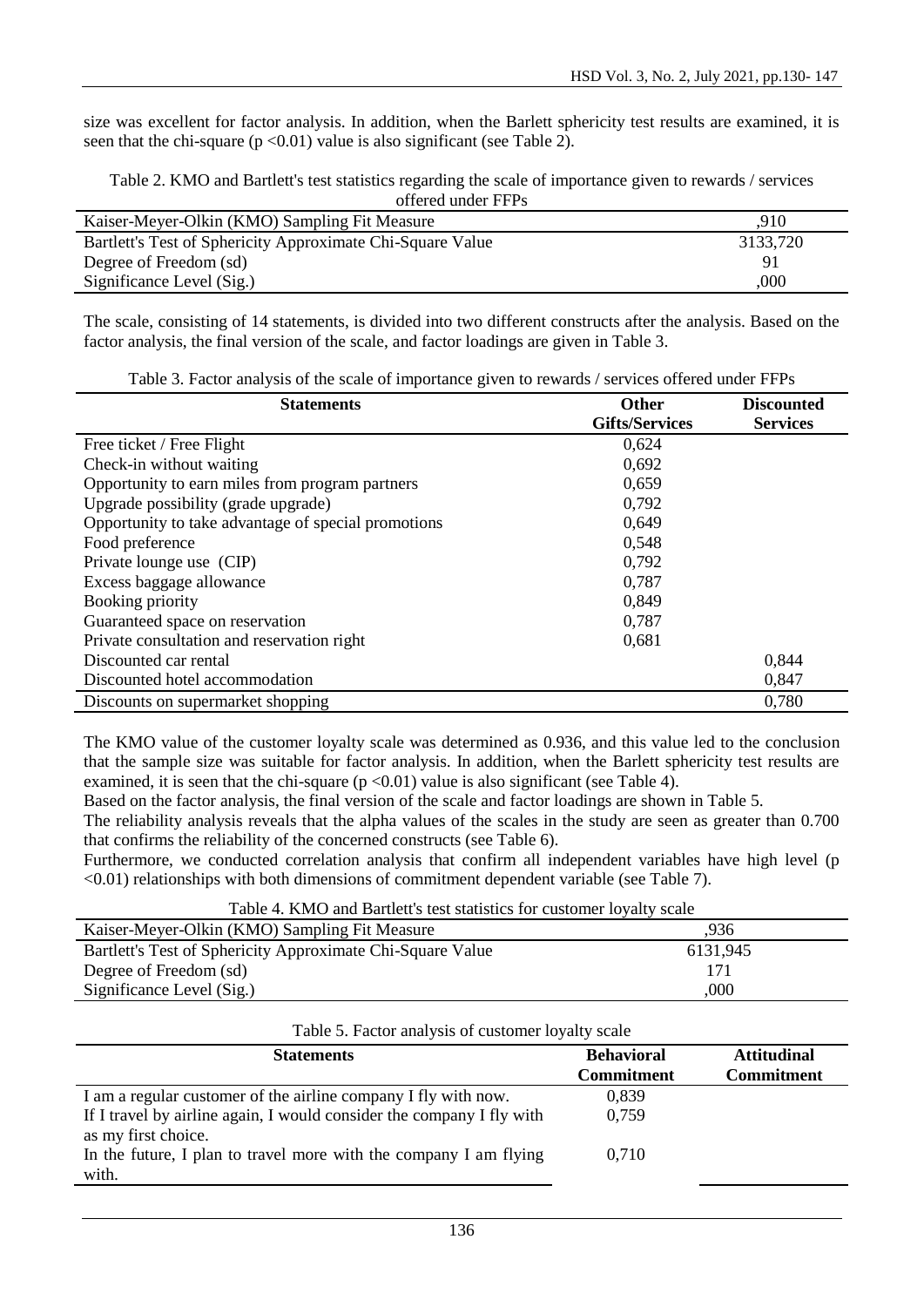size was excellent for factor analysis. In addition, when the Barlett sphericity test results are examined, it is seen that the chi-square ($p < 0.01$) value is also significant (see Table 2).

Table 2. KMO and Bartlett's test statistics regarding the scale of importance given to rewards / services offered under FFPs

| | |
|---|---|
| Kaiser-Meyer-Olkin (KMO) Sampling Fit Measure | ,910 |
| Bartlett's Test of Sphericity Approximate Chi-Square Value | 3133,720 |
| Degree of Freedom (sd) | 91 |
| Significance Level (Sig.) | ,000 |

The scale, consisting of 14 statements, is divided into two different constructs after the analysis. Based on the factor analysis, the final version of the scale, and factor loadings are given in Table 3.

Table 3. Factor analysis of the scale of importance given to rewards / services offered under FFPs

| Statements | Other Gifts/Services | Discounted Services |
|---|---|---|
| Free ticket / Free Flight | 0,624 | |
| Check-in without waiting | 0,692 | |
| Opportunity to earn miles from program partners | 0,659 | |
| Upgrade possibility (grade upgrade) | 0,792 | |
| Opportunity to take advantage of special promotions | 0,649 | |
| Food preference | 0,548 | |
| Private lounge use (CIP) | 0,792 | |
| Excess baggage allowance | 0,787 | |
| Booking priority | 0,849 | |
| Guaranteed space on reservation | 0,787 | |
| Private consultation and reservation right | 0,681 | |
| Discounted car rental | | 0,844 |
| Discounted hotel accommodation | | 0,847 |
| Discounts on supermarket shopping | | 0,780 |

The KMO value of the customer loyalty scale was determined as 0.936, and this value led to the conclusion that the sample size was suitable for factor analysis. In addition, when the Barlett sphericity test results are examined, it is seen that the chi-square ($p < 0.01$) value is also significant (see Table 4).

Based on the factor analysis, the final version of the scale and factor loadings are shown in Table 5.

The reliability analysis reveals that the alpha values of the scales in the study are seen as greater than 0.700 that confirms the reliability of the concerned constructs (see Table 6).

Furthermore, we conducted correlation analysis that confirm all independent variables have high level ($p < 0.01$) relationships with both dimensions of commitment dependent variable (see Table 7).

Table 4. KMO and Bartlett's test statistics for customer loyalty scale

| | |
|---|---|
| Kaiser-Meyer-Olkin (KMO) Sampling Fit Measure | ,936 |
| Bartlett's Test of Sphericity Approximate Chi-Square Value | 6131,945 |
| Degree of Freedom (sd) | 171 |
| Significance Level (Sig.) | ,000 |

Table 5. Factor analysis of customer loyalty scale

| Statements | Behavioral Commitment | Attitudinal Commitment |
|---|---|---|
| I am a regular customer of the airline company I fly with now. | 0,839 | |
| If I travel by airline again, I would consider the company I fly with as my first choice. | 0,759 | |
| In the future, I plan to travel more with the company I am flying with. | 0,710 | |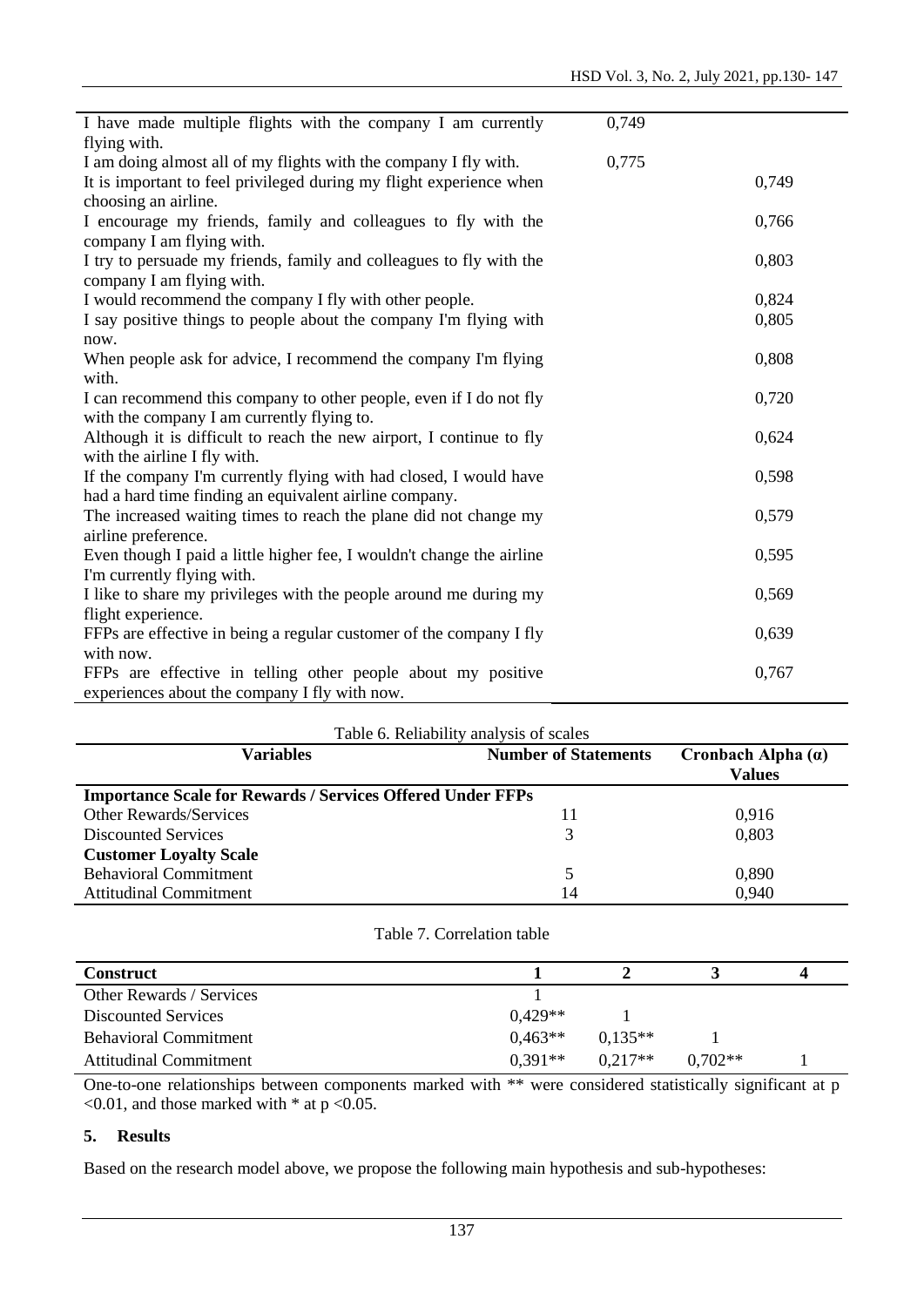| | | |
|---|---|---|
| I have made multiple flights with the company I am currently flying with. | 0,749 | |
| I am doing almost all of my flights with the company I fly with. | 0,775 | |
| It is important to feel privileged during my flight experience when choosing an airline. | | 0,749 |
| I encourage my friends, family and colleagues to fly with the company I am flying with. | | 0,766 |
| I try to persuade my friends, family and colleagues to fly with the company I am flying with. | | 0,803 |
| I would recommend the company I fly with other people. | | 0,824 |
| I say positive things to people about the company I'm flying with now. | | 0,805 |
| When people ask for advice, I recommend the company I'm flying with. | | 0,808 |
| I can recommend this company to other people, even if I do not fly with the company I am currently flying to. | | 0,720 |
| Although it is difficult to reach the new airport, I continue to fly with the airline I fly with. | | 0,624 |
| If the company I'm currently flying with had closed, I would have had a hard time finding an equivalent airline company. | | 0,598 |
| The increased waiting times to reach the plane did not change my airline preference. | | 0,579 |
| Even though I paid a little higher fee, I wouldn't change the airline I'm currently flying with. | | 0,595 |
| I like to share my privileges with the people around me during my flight experience. | | 0,569 |
| FFPs are effective in being a regular customer of the company I fly with now. | | 0,639 |
| FFPs are effective in telling other people about my positive experiences about the company I fly with now. | | 0,767 |

Table 6. Reliability analysis of scales

| Variables | Number of Statements | Cronbach Alpha (α) Values |
|---|---|---|
| **Importance Scale for Rewards / Services Offered Under FFPs** | | |
| Other Rewards/Services | 11 | 0,916 |
| Discounted Services | 3 | 0,803 |
| **Customer Loyalty Scale** | | |
| Behavioral Commitment | 5 | 0,890 |
| Attitudinal Commitment | 14 | 0,940 |

Table 7. Correlation table

| Construct | 1 | 2 | 3 | 4 |
|---|---|---|---|---|
| Other Rewards / Services | 1 | | | |
| Discounted Services | 0,429** | 1 | | |
| Behavioral Commitment | 0,463** | 0,135** | 1 | |
| Attitudinal Commitment | 0,391** | 0,217** | 0,702** | 1 |

One-to-one relationships between components marked with ** were considered statistically significant at $p < 0.01$, and those marked with * at $p < 0.05$.

## 5. Results

Based on the research model above, we propose the following main hypothesis and sub-hypotheses: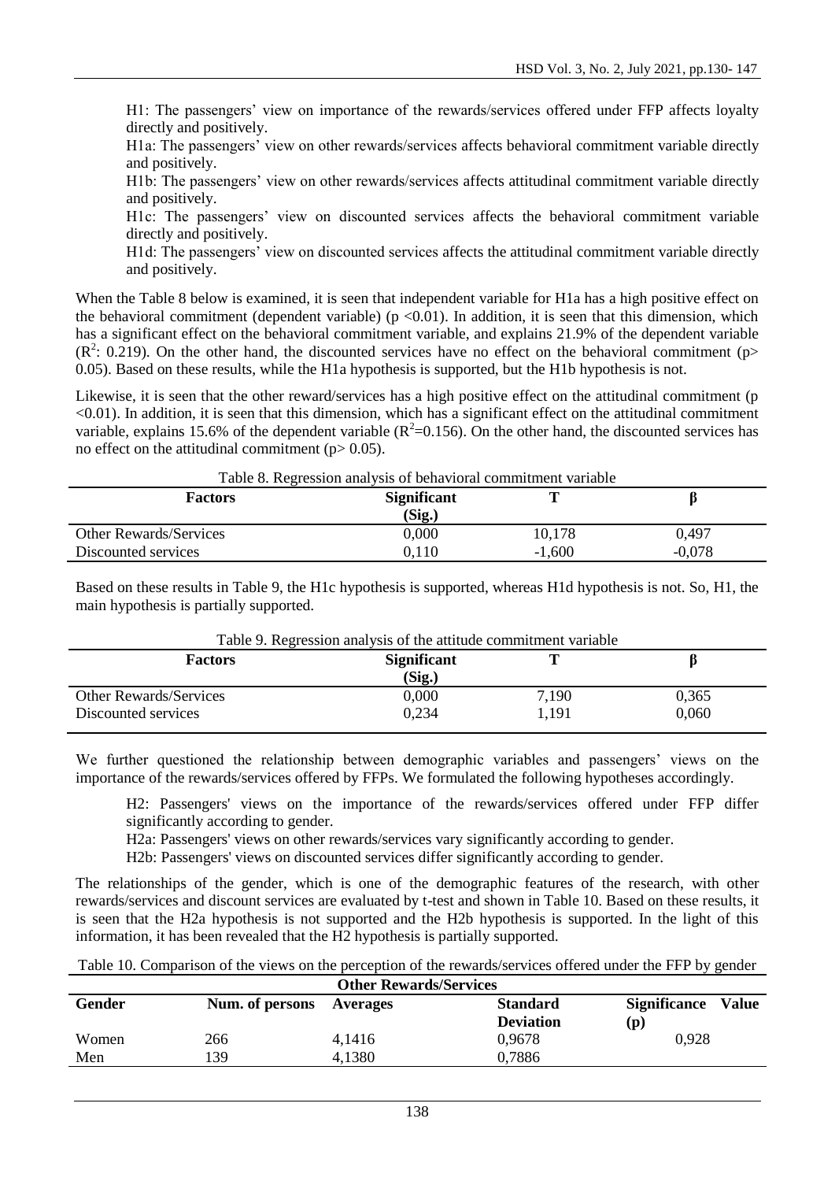H1: The passengers' view on importance of the rewards/services offered under FFP affects loyalty directly and positively.

H1a: The passengers' view on other rewards/services affects behavioral commitment variable directly and positively.

H1b: The passengers' view on other rewards/services affects attitudinal commitment variable directly and positively.

H1c: The passengers' view on discounted services affects the behavioral commitment variable directly and positively.

H1d: The passengers' view on discounted services affects the attitudinal commitment variable directly and positively.

When the Table 8 below is examined, it is seen that independent variable for H1a has a high positive effect on the behavioral commitment (dependent variable) ($p < 0.01$). In addition, it is seen that this dimension, which has a significant effect on the behavioral commitment variable, and explains 21.9% of the dependent variable ($R^2$: 0.219). On the other hand, the discounted services have no effect on the behavioral commitment ($p > 0.05$). Based on these results, while the H1a hypothesis is supported, but the H1b hypothesis is not.

Likewise, it is seen that the other reward/services has a high positive effect on the attitudinal commitment ($p < 0.01$). In addition, it is seen that this dimension, which has a significant effect on the attitudinal commitment variable, explains 15.6% of the dependent variable ($R^2$=0.156). On the other hand, the discounted services has no effect on the attitudinal commitment ($p > 0.05$).

Table 8. Regression analysis of behavioral commitment variable

| Factors | Significant (Sig.) | T | β |
|---|---|---|---|
| Other Rewards/Services | 0,000 | 10,178 | 0,497 |
| Discounted services | 0,110 | -1,600 | -0,078 |

Based on these results in Table 9, the H1c hypothesis is supported, whereas H1d hypothesis is not. So, H1, the main hypothesis is partially supported.

Table 9. Regression analysis of the attitude commitment variable

| Factors | Significant (Sig.) | T | β |
|---|---|---|---|
| Other Rewards/Services | 0,000 | 7,190 | 0,365 |
| Discounted services | 0,234 | 1,191 | 0,060 |

We further questioned the relationship between demographic variables and passengers' views on the importance of the rewards/services offered by FFPs. We formulated the following hypotheses accordingly.

H2: Passengers' views on the importance of the rewards/services offered under FFP differ significantly according to gender.

H2a: Passengers' views on other rewards/services vary significantly according to gender.

H2b: Passengers' views on discounted services differ significantly according to gender.

The relationships of the gender, which is one of the demographic features of the research, with other rewards/services and discount services are evaluated by t-test and shown in Table 10. Based on these results, it is seen that the H2a hypothesis is not supported and the H2b hypothesis is supported. In the light of this information, it has been revealed that the H2 hypothesis is partially supported.

Table 10. Comparison of the views on the perception of the rewards/services offered under the FFP by gender

| Other Rewards/Services | | | | |
|---|---|---|---|---|
| Gender | Num. of persons | Averages | Standard Deviation | Significance Value (p) |
| Women | 266 | 4,1416 | 0,9678 | 0,928 |
| Men | 139 | 4,1380 | 0,7886 | |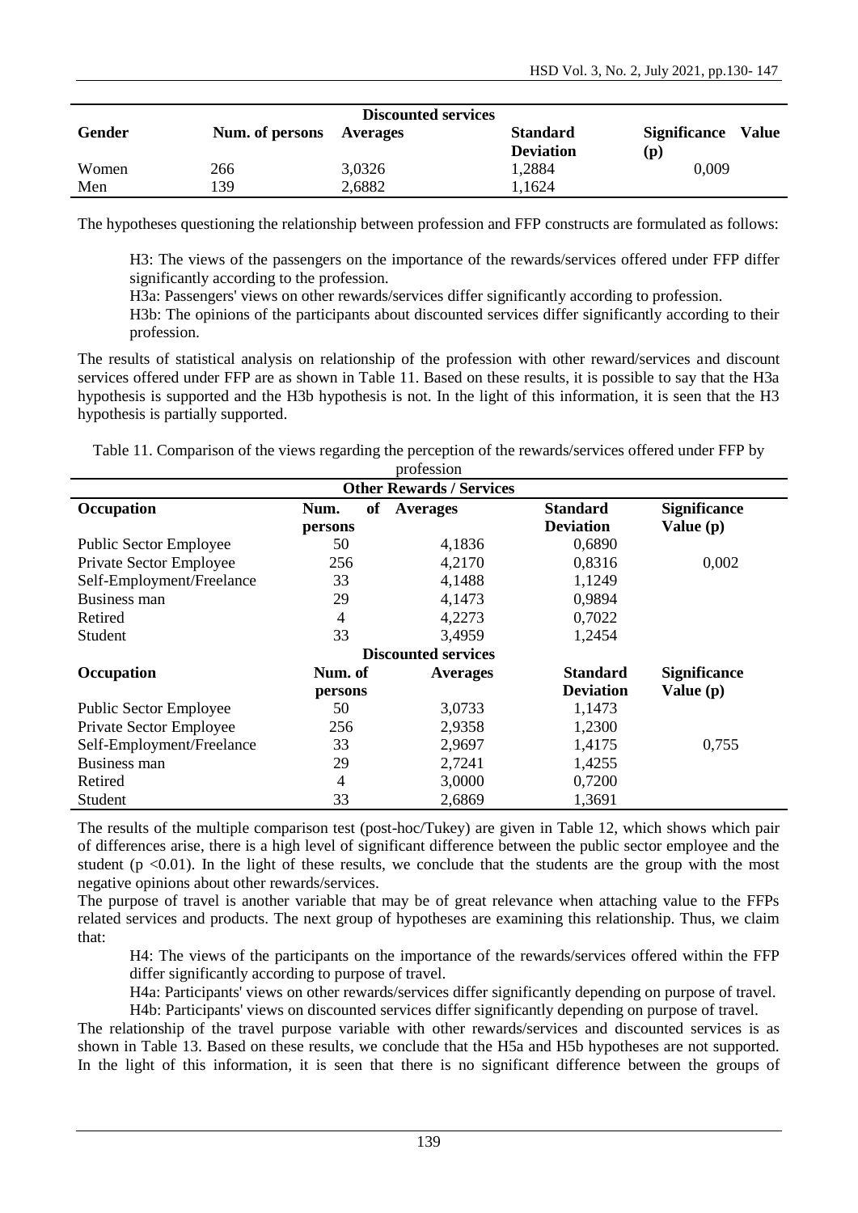| Discounted services | | | | |
| --- | --- | --- | --- | --- |
| **Gender** | **Num. of persons** | **Averages** | **Standard Deviation** | **Significance Value (p)** |
| Women | 266 | 3,0326 | 1,2884 | 0,009 |
| Men | 139 | 2,6882 | 1,1624 | |

The hypotheses questioning the relationship between profession and FFP constructs are formulated as follows:

> H3: The views of the passengers on the importance of the rewards/services offered under FFP differ significantly according to the profession.
>
> H3a: Passengers' views on other rewards/services differ significantly according to profession.
>
> H3b: The opinions of the participants about discounted services differ significantly according to their profession.

The results of statistical analysis on relationship of the profession with other reward/services and discount services offered under FFP are as shown in Table 11. Based on these results, it is possible to say that the H3a hypothesis is supported and the H3b hypothesis is not. In the light of this information, it is seen that the H3 hypothesis is partially supported.

Table 11. Comparison of the views regarding the perception of the rewards/services offered under FFP by profession

| Other Rewards / Services | | | | |
| --- | --- | --- | --- | --- |
| **Occupation** | **Num. of persons** | **Averages** | **Standard Deviation** | **Significance Value (p)** |
| Public Sector Employee | 50 | 4,1836 | 0,6890 | |
| Private Sector Employee | 256 | 4,2170 | 0,8316 | 0,002 |
| Self-Employment/Freelance | 33 | 4,1488 | 1,1249 | |
| Business man | 29 | 4,1473 | 0,9894 | |
| Retired | 4 | 4,2273 | 0,7022 | |
| Student | 33 | 3,4959 | 1,2454 | |
| **Discounted services** | | | | |
| **Occupation** | **Num. of persons** | **Averages** | **Standard Deviation** | **Significance Value (p)** |
| Public Sector Employee | 50 | 3,0733 | 1,1473 | |
| Private Sector Employee | 256 | 2,9358 | 1,2300 | |
| Self-Employment/Freelance | 33 | 2,9697 | 1,4175 | 0,755 |
| Business man | 29 | 2,7241 | 1,4255 | |
| Retired | 4 | 3,0000 | 0,7200 | |
| Student | 33 | 2,6869 | 1,3691 | |

The results of the multiple comparison test (post-hoc/Tukey) are given in Table 12, which shows which pair of differences arise, there is a high level of significant difference between the public sector employee and the student ($p < 0.01$). In the light of these results, we conclude that the students are the group with the most negative opinions about other rewards/services.

The purpose of travel is another variable that may be of great relevance when attaching value to the FFPs related services and products. The next group of hypotheses are examining this relationship. Thus, we claim that:

> H4: The views of the participants on the importance of the rewards/services offered within the FFP differ significantly according to purpose of travel.
>
> H4a: Participants' views on other rewards/services differ significantly depending on purpose of travel.
>
> H4b: Participants' views on discounted services differ significantly depending on purpose of travel.

The relationship of the travel purpose variable with other rewards/services and discounted services is as shown in Table 13. Based on these results, we conclude that the H5a and H5b hypotheses are not supported. In the light of this information, it is seen that there is no significant difference between the groups of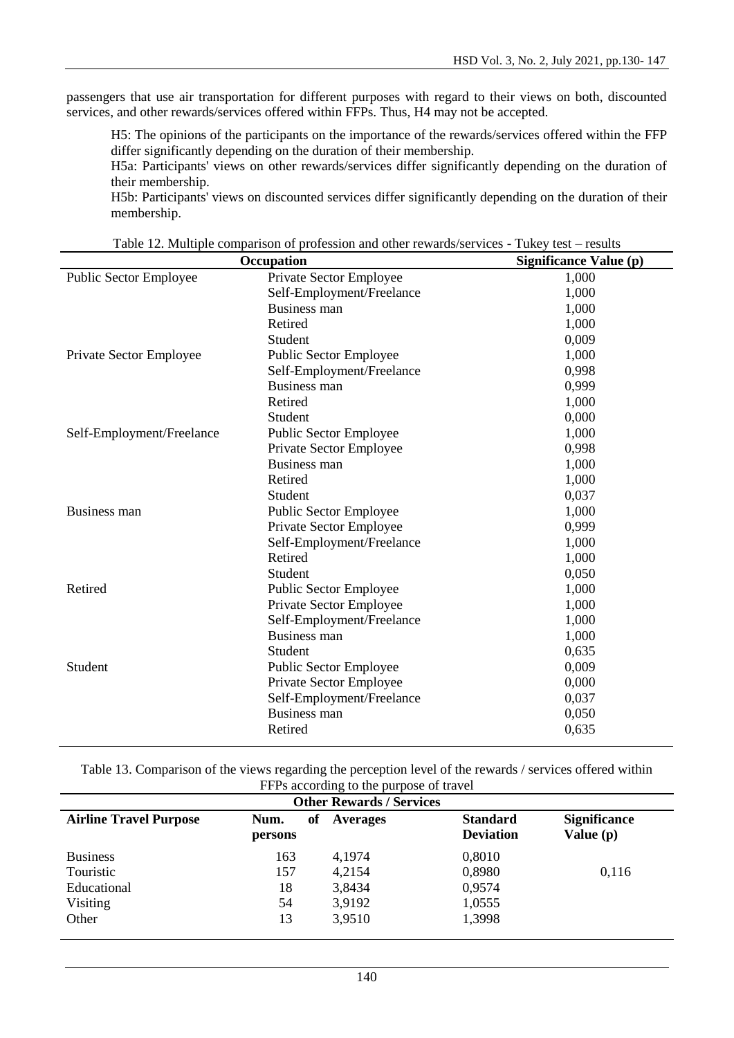passengers that use air transportation for different purposes with regard to their views on both, discounted services, and other rewards/services offered within FFPs. Thus, H4 may not be accepted.

H5: The opinions of the participants on the importance of the rewards/services offered within the FFP differ significantly depending on the duration of their membership.

H5a: Participants' views on other rewards/services differ significantly depending on the duration of their membership.

H5b: Participants' views on discounted services differ significantly depending on the duration of their membership.

Table 12. Multiple comparison of profession and other rewards/services - Tukey test – results

| Occupation | | Significance Value (p) |
|---|---|---|
| Public Sector Employee | Private Sector Employee | 1,000 |
| | Self-Employment/Freelance | 1,000 |
| | Business man | 1,000 |
| | Retired | 1,000 |
| | Student | 0,009 |
| Private Sector Employee | Public Sector Employee | 1,000 |
| | Self-Employment/Freelance | 0,998 |
| | Business man | 0,999 |
| | Retired | 1,000 |
| | Student | 0,000 |
| Self-Employment/Freelance | Public Sector Employee | 1,000 |
| | Private Sector Employee | 0,998 |
| | Business man | 1,000 |
| | Retired | 1,000 |
| | Student | 0,037 |
| Business man | Public Sector Employee | 1,000 |
| | Private Sector Employee | 0,999 |
| | Self-Employment/Freelance | 1,000 |
| | Retired | 1,000 |
| | Student | 0,050 |
| Retired | Public Sector Employee | 1,000 |
| | Private Sector Employee | 1,000 |
| | Self-Employment/Freelance | 1,000 |
| | Business man | 1,000 |
| | Student | 0,635 |
| Student | Public Sector Employee | 0,009 |
| | Private Sector Employee | 0,000 |
| | Self-Employment/Freelance | 0,037 |
| | Business man | 0,050 |
| | Retired | 0,635 |

Table 13. Comparison of the views regarding the perception level of the rewards / services offered within FFPs according to the purpose of travel

| Other Rewards / Services | | | | |
|---|---|---|---|---|
| **Airline Travel Purpose** | **Num. of persons** | **Averages** | **Standard Deviation** | **Significance Value (p)** |
| Business | 163 | 4,1974 | 0,8010 | |
| Touristic | 157 | 4,2154 | 0,8980 | 0,116 |
| Educational | 18 | 3,8434 | 0,9574 | |
| Visiting | 54 | 3,9192 | 1,0555 | |
| Other | 13 | 3,9510 | 1,3998 | |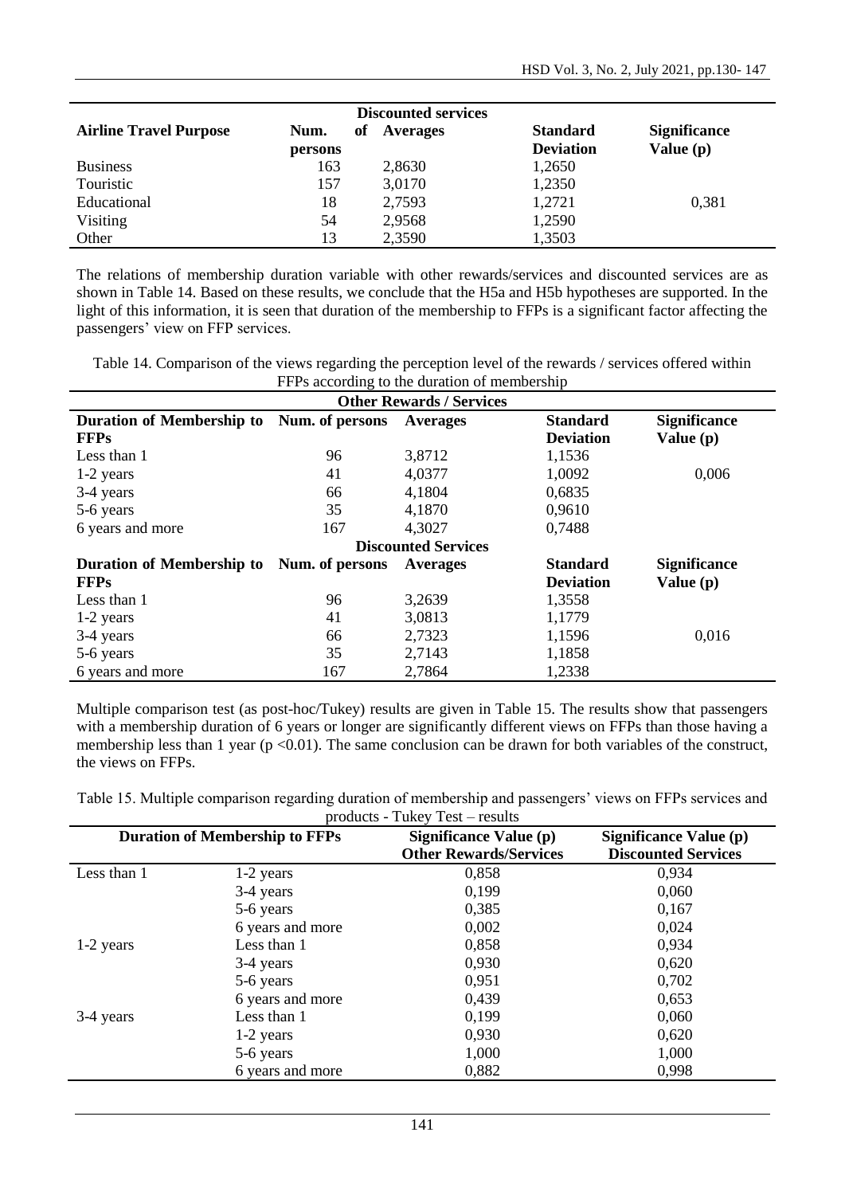| Discounted services | | | | |
|---|---|---|---|---|
| **Airline Travel Purpose** | **Num. of persons** | **Averages** | **Standard Deviation** | **Significance Value (p)** |
| Business | 163 | 2,8630 | 1,2650 | |
| Touristic | 157 | 3,0170 | 1,2350 | |
| Educational | 18 | 2,7593 | 1,2721 | 0,381 |
| Visiting | 54 | 2,9568 | 1,2590 | |
| Other | 13 | 2,3590 | 1,3503 | |

The relations of membership duration variable with other rewards/services and discounted services are as shown in Table 14. Based on these results, we conclude that the H5a and H5b hypotheses are supported. In the light of this information, it is seen that duration of the membership to FFPs is a significant factor affecting the passengers' view on FFP services.

Table 14. Comparison of the views regarding the perception level of the rewards / services offered within FFPs according to the duration of membership

| Other Rewards / Services | | | | |
|---|---|---|---|---|
| **Duration of Membership to FFPs** | **Num. of persons** | **Averages** | **Standard Deviation** | **Significance Value (p)** |
| Less than 1 | 96 | 3,8712 | 1,1536 | |
| 1-2 years | 41 | 4,0377 | 1,0092 | 0,006 |
| 3-4 years | 66 | 4,1804 | 0,6835 | |
| 5-6 years | 35 | 4,1870 | 0,9610 | |
| 6 years and more | 167 | 4,3027 | 0,7488 | |
| **Discounted Services** | | | | |
| **Duration of Membership to FFPs** | **Num. of persons** | **Averages** | **Standard Deviation** | **Significance Value (p)** |
| Less than 1 | 96 | 3,2639 | 1,3558 | |
| 1-2 years | 41 | 3,0813 | 1,1779 | |
| 3-4 years | 66 | 2,7323 | 1,1596 | 0,016 |
| 5-6 years | 35 | 2,7143 | 1,1858 | |
| 6 years and more | 167 | 2,7864 | 1,2338 | |

Multiple comparison test (as post-hoc/Tukey) results are given in Table 15. The results show that passengers with a membership duration of 6 years or longer are significantly different views on FFPs than those having a membership less than 1 year ($p < 0.01$). The same conclusion can be drawn for both variables of the construct, the views on FFPs.

Table 15. Multiple comparison regarding duration of membership and passengers' views on FFPs services and products - Tukey Test – results

| Duration of Membership to FFPs | | Significance Value (p) Other Rewards/Services | Significance Value (p) Discounted Services |
|---|---|---|---|
| Less than 1 | 1-2 years | 0,858 | 0,934 |
| | 3-4 years | 0,199 | 0,060 |
| | 5-6 years | 0,385 | 0,167 |
| | 6 years and more | 0,002 | 0,024 |
| 1-2 years | Less than 1 | 0,858 | 0,934 |
| | 3-4 years | 0,930 | 0,620 |
| | 5-6 years | 0,951 | 0,702 |
| | 6 years and more | 0,439 | 0,653 |
| 3-4 years | Less than 1 | 0,199 | 0,060 |
| | 1-2 years | 0,930 | 0,620 |
| | 5-6 years | 1,000 | 1,000 |
| | 6 years and more | 0,882 | 0,998 |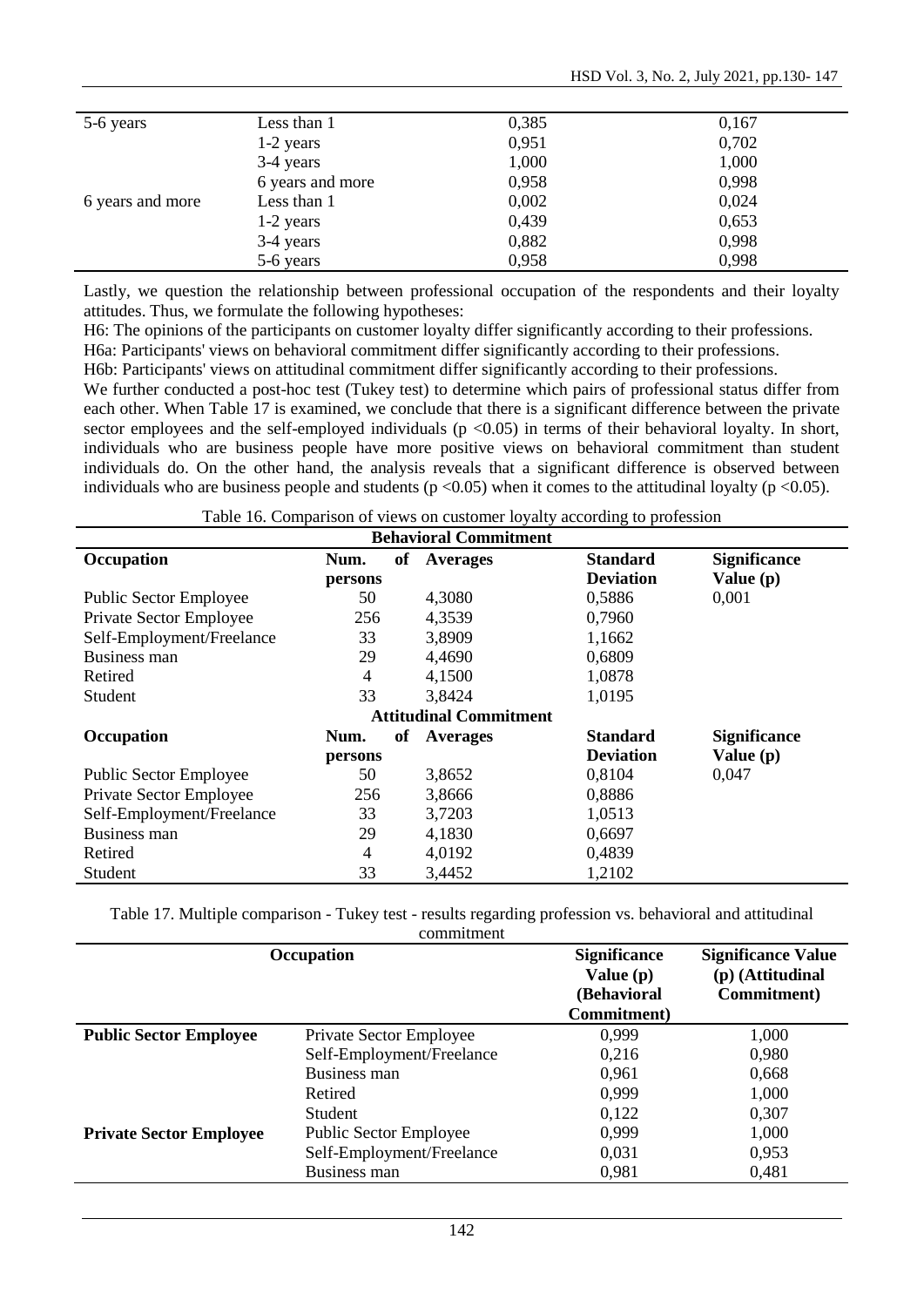| | | | |
|---|---|---|---|
| 5-6 years | Less than 1 | 0,385 | 0,167 |
| | 1-2 years | 0,951 | 0,702 |
| | 3-4 years | 1,000 | 1,000 |
| | 6 years and more | 0,958 | 0,998 |
| 6 years and more | Less than 1 | 0,002 | 0,024 |
| | 1-2 years | 0,439 | 0,653 |
| | 3-4 years | 0,882 | 0,998 |
| | 5-6 years | 0,958 | 0,998 |

Lastly, we question the relationship between professional occupation of the respondents and their loyalty attitudes. Thus, we formulate the following hypotheses:

H6: The opinions of the participants on customer loyalty differ significantly according to their professions.

H6a: Participants' views on behavioral commitment differ significantly according to their professions.

H6b: Participants' views on attitudinal commitment differ significantly according to their professions.

We further conducted a post-hoc test (Tukey test) to determine which pairs of professional status differ from each other. When Table 17 is examined, we conclude that there is a significant difference between the private sector employees and the self-employed individuals ($p < 0.05$) in terms of their behavioral loyalty. In short, individuals who are business people have more positive views on behavioral commitment than student individuals do. On the other hand, the analysis reveals that a significant difference is observed between individuals who are business people and students ($p < 0.05$) when it comes to the attitudinal loyalty ($p < 0.05$).

Table 16. Comparison of views on customer loyalty according to profession

| Behavioral Commitment | | | | |
|---|---|---|---|---|
| **Occupation** | **Num. of persons** | **Averages** | **Standard Deviation** | **Significance Value (p)** |
| Public Sector Employee | 50 | 4,3080 | 0,5886 | 0,001 |
| Private Sector Employee | 256 | 4,3539 | 0,7960 | |
| Self-Employment/Freelance | 33 | 3,8909 | 1,1662 | |
| Business man | 29 | 4,4690 | 0,6809 | |
| Retired | 4 | 4,1500 | 1,0878 | |
| Student | 33 | 3,8424 | 1,0195 | |
| **Attitudinal Commitment** | | | | |
| **Occupation** | **Num. of persons** | **Averages** | **Standard Deviation** | **Significance Value (p)** |
| Public Sector Employee | 50 | 3,8652 | 0,8104 | 0,047 |
| Private Sector Employee | 256 | 3,8666 | 0,8886 | |
| Self-Employment/Freelance | 33 | 3,7203 | 1,0513 | |
| Business man | 29 | 4,1830 | 0,6697 | |
| Retired | 4 | 4,0192 | 0,4839 | |
| Student | 33 | 3,4452 | 1,2102 | |

Table 17. Multiple comparison - Tukey test - results regarding profession vs. behavioral and attitudinal commitment

| Occupation | | Significance Value (p) (Behavioral Commitment) | Significance Value (p) (Attitudinal Commitment) |
|---|---|---|---|
| **Public Sector Employee** | Private Sector Employee | 0,999 | 1,000 |
| | Self-Employment/Freelance | 0,216 | 0,980 |
| | Business man | 0,961 | 0,668 |
| | Retired | 0,999 | 1,000 |
| | Student | 0,122 | 0,307 |
| **Private Sector Employee** | Public Sector Employee | 0,999 | 1,000 |
| | Self-Employment/Freelance | 0,031 | 0,953 |
| | Business man | 0,981 | 0,481 |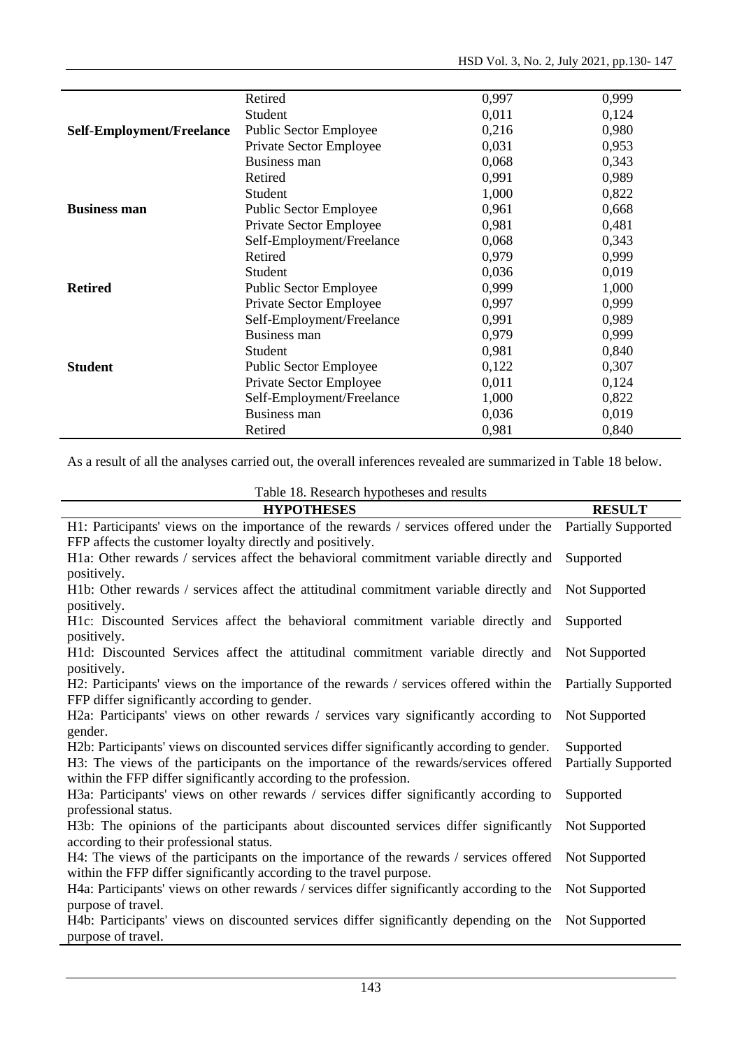| | | | |
|---|---|---|---|
| | Retired | 0,997 | 0,999 |
| | Student | 0,011 | 0,124 |
| **Self-Employment/Freelance** | Public Sector Employee | 0,216 | 0,980 |
| | Private Sector Employee | 0,031 | 0,953 |
| | Business man | 0,068 | 0,343 |
| | Retired | 0,991 | 0,989 |
| | Student | 1,000 | 0,822 |
| **Business man** | Public Sector Employee | 0,961 | 0,668 |
| | Private Sector Employee | 0,981 | 0,481 |
| | Self-Employment/Freelance | 0,068 | 0,343 |
| | Retired | 0,979 | 0,999 |
| | Student | 0,036 | 0,019 |
| **Retired** | Public Sector Employee | 0,999 | 1,000 |
| | Private Sector Employee | 0,997 | 0,999 |
| | Self-Employment/Freelance | 0,991 | 0,989 |
| | Business man | 0,979 | 0,999 |
| | Student | 0,981 | 0,840 |
| **Student** | Public Sector Employee | 0,122 | 0,307 |
| | Private Sector Employee | 0,011 | 0,124 |
| | Self-Employment/Freelance | 1,000 | 0,822 |
| | Business man | 0,036 | 0,019 |
| | Retired | 0,981 | 0,840 |

As a result of all the analyses carried out, the overall inferences revealed are summarized in Table 18 below.

Table 18. Research hypotheses and results

| HYPOTHESES | RESULT |
|---|---|
| H1: Participants' views on the importance of the rewards / services offered under the FFP affects the customer loyalty directly and positively. | Partially Supported |
| H1a: Other rewards / services affect the behavioral commitment variable directly and positively. | Supported |
| H1b: Other rewards / services affect the attitudinal commitment variable directly and positively. | Not Supported |
| H1c: Discounted Services affect the behavioral commitment variable directly and positively. | Supported |
| H1d: Discounted Services affect the attitudinal commitment variable directly and positively. | Not Supported |
| H2: Participants' views on the importance of the rewards / services offered within the FFP differ significantly according to gender. | Partially Supported |
| H2a: Participants' views on other rewards / services vary significantly according to gender. | Not Supported |
| H2b: Participants' views on discounted services differ significantly according to gender. | Supported |
| H3: The views of the participants on the importance of the rewards/services offered within the FFP differ significantly according to the profession. | Partially Supported |
| H3a: Participants' views on other rewards / services differ significantly according to professional status. | Supported |
| H3b: The opinions of the participants about discounted services differ significantly according to their professional status. | Not Supported |
| H4: The views of the participants on the importance of the rewards / services offered within the FFP differ significantly according to the travel purpose. | Not Supported |
| H4a: Participants' views on other rewards / services differ significantly according to the purpose of travel. | Not Supported |
| H4b: Participants' views on discounted services differ significantly depending on the purpose of travel. | Not Supported |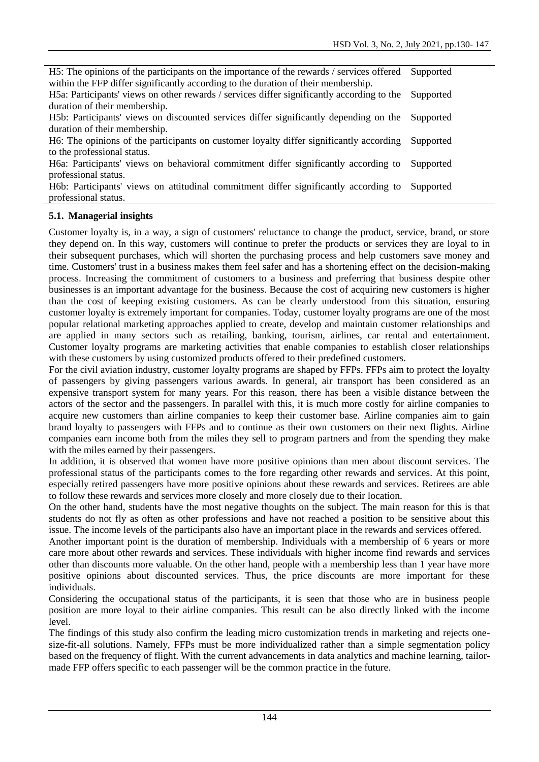| | |
|---|---|
| H5: The opinions of the participants on the importance of the rewards / services offered within the FFP differ significantly according to the duration of their membership. | Supported |
| H5a: Participants' views on other rewards / services differ significantly according to the duration of their membership. | Supported |
| H5b: Participants' views on discounted services differ significantly depending on the duration of their membership. | Supported |
| H6: The opinions of the participants on customer loyalty differ significantly according to the professional status. | Supported |
| H6a: Participants' views on behavioral commitment differ significantly according to professional status. | Supported |
| H6b: Participants' views on attitudinal commitment differ significantly according to professional status. | Supported |

### 5.1. Managerial insights

Customer loyalty is, in a way, a sign of customers' reluctance to change the product, service, brand, or store they depend on. In this way, customers will continue to prefer the products or services they are loyal to in their subsequent purchases, which will shorten the purchasing process and help customers save money and time. Customers' trust in a business makes them feel safer and has a shortening effect on the decision-making process. Increasing the commitment of customers to a business and preferring that business despite other businesses is an important advantage for the business. Because the cost of acquiring new customers is higher than the cost of keeping existing customers. As can be clearly understood from this situation, ensuring customer loyalty is extremely important for companies. Today, customer loyalty programs are one of the most popular relational marketing approaches applied to create, develop and maintain customer relationships and are applied in many sectors such as retailing, banking, tourism, airlines, car rental and entertainment. Customer loyalty programs are marketing activities that enable companies to establish closer relationships with these customers by using customized products offered to their predefined customers.

For the civil aviation industry, customer loyalty programs are shaped by FFPs. FFPs aim to protect the loyalty of passengers by giving passengers various awards. In general, air transport has been considered as an expensive transport system for many years. For this reason, there has been a visible distance between the actors of the sector and the passengers. In parallel with this, it is much more costly for airline companies to acquire new customers than airline companies to keep their customer base. Airline companies aim to gain brand loyalty to passengers with FFPs and to continue as their own customers on their next flights. Airline companies earn income both from the miles they sell to program partners and from the spending they make with the miles earned by their passengers.

In addition, it is observed that women have more positive opinions than men about discount services. The professional status of the participants comes to the fore regarding other rewards and services. At this point, especially retired passengers have more positive opinions about these rewards and services. Retirees are able to follow these rewards and services more closely and more closely due to their location.

On the other hand, students have the most negative thoughts on the subject. The main reason for this is that students do not fly as often as other professions and have not reached a position to be sensitive about this issue. The income levels of the participants also have an important place in the rewards and services offered.

Another important point is the duration of membership. Individuals with a membership of 6 years or more care more about other rewards and services. These individuals with higher income find rewards and services other than discounts more valuable. On the other hand, people with a membership less than 1 year have more positive opinions about discounted services. Thus, the price discounts are more important for these individuals.

Considering the occupational status of the participants, it is seen that those who are in business people position are more loyal to their airline companies. This result can be also directly linked with the income level.

The findings of this study also confirm the leading micro customization trends in marketing and rejects one-size-fit-all solutions. Namely, FFPs must be more individualized rather than a simple segmentation policy based on the frequency of flight. With the current advancements in data analytics and machine learning, tailor-made FFP offers specific to each passenger will be the common practice in the future.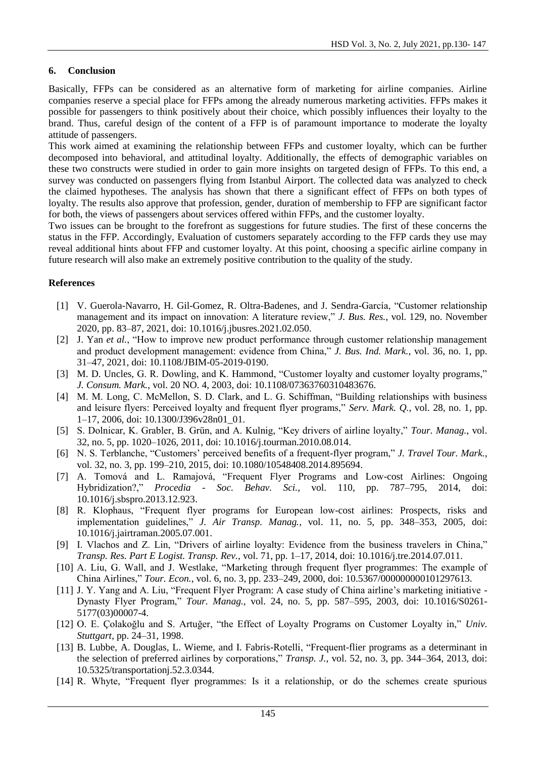## 6. Conclusion

Basically, FFPs can be considered as an alternative form of marketing for airline companies. Airline companies reserve a special place for FFPs among the already numerous marketing activities. FFPs makes it possible for passengers to think positively about their choice, which possibly influences their loyalty to the brand. Thus, careful design of the content of a FFP is of paramount importance to moderate the loyalty attitude of passengers.

This work aimed at examining the relationship between FFPs and customer loyalty, which can be further decomposed into behavioral, and attitudinal loyalty. Additionally, the effects of demographic variables on these two constructs were studied in order to gain more insights on targeted design of FFPs. To this end, a survey was conducted on passengers flying from Istanbul Airport. The collected data was analyzed to check the claimed hypotheses. The analysis has shown that there a significant effect of FFPs on both types of loyalty. The results also approve that profession, gender, duration of membership to FFP are significant factor for both, the views of passengers about services offered within FFPs, and the customer loyalty.

Two issues can be brought to the forefront as suggestions for future studies. The first of these concerns the status in the FFP. Accordingly, Evaluation of customers separately according to the FFP cards they use may reveal additional hints about FFP and customer loyalty. At this point, choosing a specific airline company in future research will also make an extremely positive contribution to the quality of the study.

## References

[1] V. Guerola-Navarro, H. Gil-Gomez, R. Oltra-Badenes, and J. Sendra-García, "Customer relationship management and its impact on innovation: A literature review," *J. Bus. Res.*, vol. 129, no. November 2020, pp. 83–87, 2021, doi: 10.1016/j.jbusres.2021.02.050.

[2] J. Yan *et al.*, "How to improve new product performance through customer relationship management and product development management: evidence from China," *J. Bus. Ind. Mark.*, vol. 36, no. 1, pp. 31–47, 2021, doi: 10.1108/JBIM-05-2019-0190.

[3] M. D. Uncles, G. R. Dowling, and K. Hammond, "Customer loyalty and customer loyalty programs," *J. Consum. Mark.*, vol. 20 NO. 4, 2003, doi: 10.1108/07363760310483676.

[4] M. M. Long, C. McMellon, S. D. Clark, and L. G. Schiffman, "Building relationships with business and leisure flyers: Perceived loyalty and frequent flyer programs," *Serv. Mark. Q.*, vol. 28, no. 1, pp. 1–17, 2006, doi: 10.1300/J396v28n01_01.

[5] S. Dolnicar, K. Grabler, B. Grün, and A. Kulnig, "Key drivers of airline loyalty," *Tour. Manag.*, vol. 32, no. 5, pp. 1020–1026, 2011, doi: 10.1016/j.tourman.2010.08.014.

[6] N. S. Terblanche, "Customers' perceived benefits of a frequent-flyer program," *J. Travel Tour. Mark.*, vol. 32, no. 3, pp. 199–210, 2015, doi: 10.1080/10548408.2014.895694.

[7] A. Tomová and L. Ramajová, "Frequent Flyer Programs and Low-cost Airlines: Ongoing Hybridization?," *Procedia - Soc. Behav. Sci.*, vol. 110, pp. 787–795, 2014, doi: 10.1016/j.sbspro.2013.12.923.

[8] R. Klophaus, "Frequent flyer programs for European low-cost airlines: Prospects, risks and implementation guidelines," *J. Air Transp. Manag.*, vol. 11, no. 5, pp. 348–353, 2005, doi: 10.1016/j.jairtraman.2005.07.001.

[9] I. Vlachos and Z. Lin, "Drivers of airline loyalty: Evidence from the business travelers in China," *Transp. Res. Part E Logist. Transp. Rev.*, vol. 71, pp. 1–17, 2014, doi: 10.1016/j.tre.2014.07.011.

[10] A. Liu, G. Wall, and J. Westlake, "Marketing through frequent flyer programmes: The example of China Airlines," *Tour. Econ.*, vol. 6, no. 3, pp. 233–249, 2000, doi: 10.5367/000000000101297613.

[11] J. Y. Yang and A. Liu, "Frequent Flyer Program: A case study of China airline's marketing initiative - Dynasty Flyer Program," *Tour. Manag.*, vol. 24, no. 5, pp. 587–595, 2003, doi: 10.1016/S0261-5177(03)00007-4.

[12] O. E. Çolakoğlu and S. Artuğer, "the Effect of Loyalty Programs on Customer Loyalty in," *Univ. Stuttgart*, pp. 24–31, 1998.

[13] B. Lubbe, A. Douglas, L. Wieme, and I. Fabris-Rotelli, "Frequent-flier programs as a determinant in the selection of preferred airlines by corporations," *Transp. J.*, vol. 52, no. 3, pp. 344–364, 2013, doi: 10.5325/transportationj.52.3.0344.

[14] R. Whyte, "Frequent flyer programmes: Is it a relationship, or do the schemes create spurious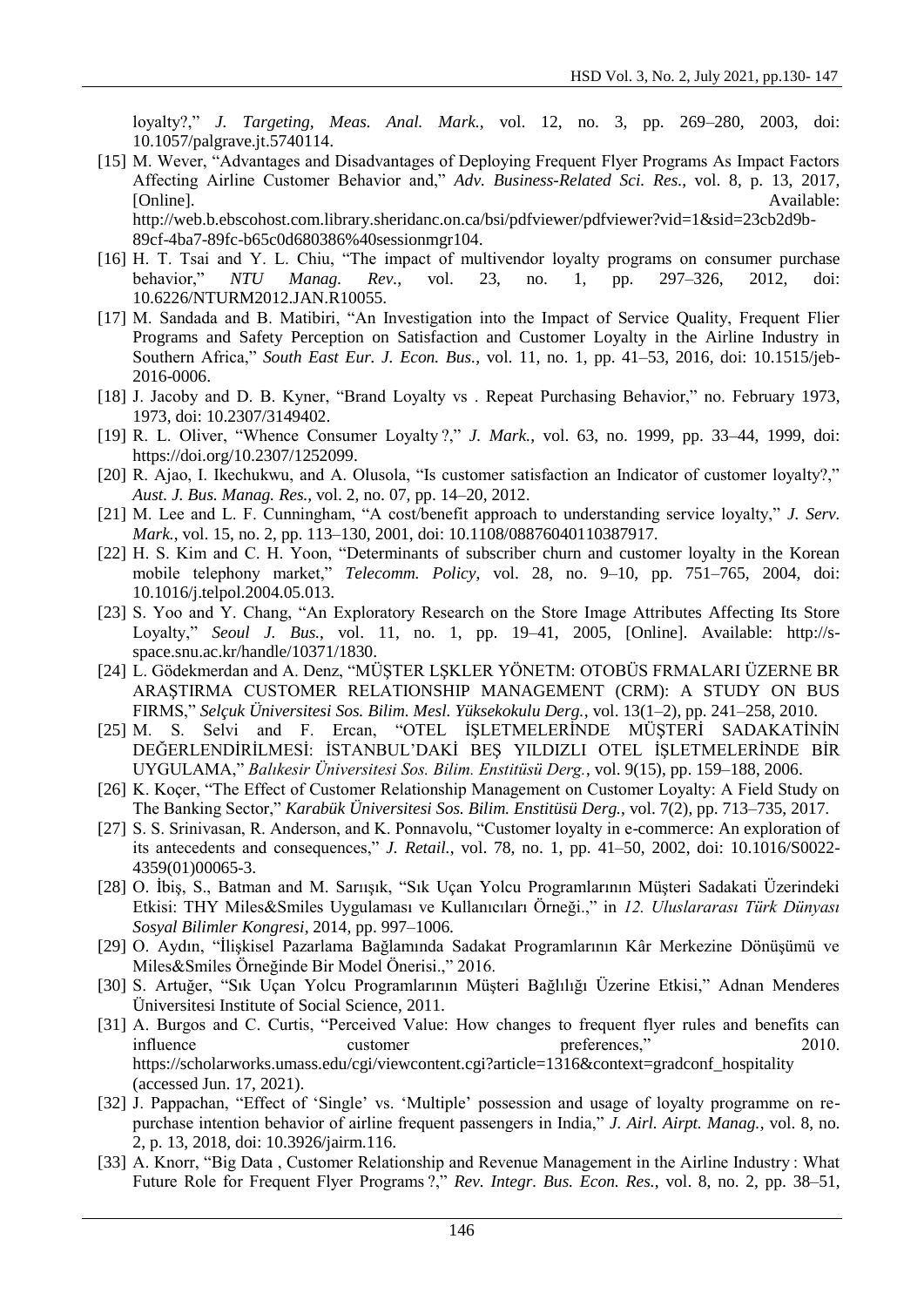loyalty?," *J. Targeting, Meas. Anal. Mark.*, vol. 12, no. 3, pp. 269–280, 2003, doi: 10.1057/palgrave.jt.5740114.

[15] M. Wever, "Advantages and Disadvantages of Deploying Frequent Flyer Programs As Impact Factors Affecting Airline Customer Behavior and," *Adv. Business-Related Sci. Res.*, vol. 8, p. 13, 2017, [Online]. Available: http://web.b.ebscohost.com.library.sheridanc.on.ca/bsi/pdfviewer/pdfviewer?vid=1&sid=23cb2d9b-89cf-4ba7-89fc-b65c0d680386%40sessionmgr104.

[16] H. T. Tsai and Y. L. Chiu, "The impact of multivendor loyalty programs on consumer purchase behavior," *NTU Manag. Rev.*, vol. 23, no. 1, pp. 297–326, 2012, doi: 10.6226/NTURM2012.JAN.R10055.

[17] M. Sandada and B. Matibiri, "An Investigation into the Impact of Service Quality, Frequent Flier Programs and Safety Perception on Satisfaction and Customer Loyalty in the Airline Industry in Southern Africa," *South East Eur. J. Econ. Bus.*, vol. 11, no. 1, pp. 41–53, 2016, doi: 10.1515/jeb-2016-0006.

[18] J. Jacoby and D. B. Kyner, "Brand Loyalty vs . Repeat Purchasing Behavior," no. February 1973, 1973, doi: 10.2307/3149402.

[19] R. L. Oliver, "Whence Consumer Loyalty ?," *J. Mark.*, vol. 63, no. 1999, pp. 33–44, 1999, doi: https://doi.org/10.2307/1252099.

[20] R. Ajao, I. Ikechukwu, and A. Olusola, "Is customer satisfaction an Indicator of customer loyalty?," *Aust. J. Bus. Manag. Res.*, vol. 2, no. 07, pp. 14–20, 2012.

[21] M. Lee and L. F. Cunningham, "A cost/benefit approach to understanding service loyalty," *J. Serv. Mark.*, vol. 15, no. 2, pp. 113–130, 2001, doi: 10.1108/08876040110387917.

[22] H. S. Kim and C. H. Yoon, "Determinants of subscriber churn and customer loyalty in the Korean mobile telephony market," *Telecomm. Policy*, vol. 28, no. 9–10, pp. 751–765, 2004, doi: 10.1016/j.telpol.2004.05.013.

[23] S. Yoo and Y. Chang, "An Exploratory Research on the Store Image Attributes Affecting Its Store Loyalty," *Seoul J. Bus.*, vol. 11, no. 1, pp. 19–41, 2005, [Online]. Available: http://s-space.snu.ac.kr/handle/10371/1830.

[24] L. Gödekmerdan and A. Denz, "MÜŞTER LŞKLER YÖNETM: OTOBÜS FRMALARI ÜZERNE BR ARAŞTIRMA CUSTOMER RELATIONSHIP MANAGEMENT (CRM): A STUDY ON BUS FIRMS," *Selçuk Üniversitesi Sos. Bilim. Mesl. Yüksekokulu Derg.*, vol. 13(1–2), pp. 241–258, 2010.

[25] M. S. Selvi and F. Ercan, "OTEL İŞLETMELERİNDE MÜŞTERİ SADAKATİNİN DEĞERLENDİRİLMESİ: İSTANBUL'DAKİ BEŞ YILDIZLI OTEL İŞLETMELERİNDE BİR UYGULAMA," *Balıkesir Üniversitesi Sos. Bilim. Enstitüsü Derg.*, vol. 9(15), pp. 159–188, 2006.

[26] K. Koçer, "The Effect of Customer Relationship Management on Customer Loyalty: A Field Study on The Banking Sector," *Karabük Üniversitesi Sos. Bilim. Enstitüsü Derg.*, vol. 7(2), pp. 713–735, 2017.

[27] S. S. Srinivasan, R. Anderson, and K. Ponnavolu, "Customer loyalty in e-commerce: An exploration of its antecedents and consequences," *J. Retail.*, vol. 78, no. 1, pp. 41–50, 2002, doi: 10.1016/S0022-4359(01)00065-3.

[28] O. İbiş, S., Batman and M. Sarıışık, "Sık Uçan Yolcu Programlarının Müşteri Sadakati Üzerindeki Etkisi: THY Miles&Smiles Uygulaması ve Kullanıcıları Örneği.," in *12. Uluslararası Türk Dünyası Sosyal Bilimler Kongresi*, 2014, pp. 997–1006.

[29] O. Aydın, "İlişkisel Pazarlama Bağlamında Sadakat Programlarının Kâr Merkezine Dönüşümü ve Miles&Smiles Örneğinde Bir Model Önerisi.," 2016.

[30] S. Artuğer, "Sık Uçan Yolcu Programlarının Müşteri Bağlılığı Üzerine Etkisi," Adnan Menderes Üniversitesi Institute of Social Science, 2011.

[31] A. Burgos and C. Curtis, "Perceived Value: How changes to frequent flyer rules and benefits can influence customer preferences," 2010. https://scholarworks.umass.edu/cgi/viewcontent.cgi?article=1316&context=gradconf_hospitality (accessed Jun. 17, 2021).

[32] J. Pappachan, "Effect of 'Single' vs. 'Multiple' possession and usage of loyalty programme on re-purchase intention behavior of airline frequent passengers in India," *J. Airl. Airpt. Manag.*, vol. 8, no. 2, p. 13, 2018, doi: 10.3926/jairm.116.

[33] A. Knorr, "Big Data , Customer Relationship and Revenue Management in the Airline Industry : What Future Role for Frequent Flyer Programs ?," *Rev. Integr. Bus. Econ. Res.*, vol. 8, no. 2, pp. 38–51,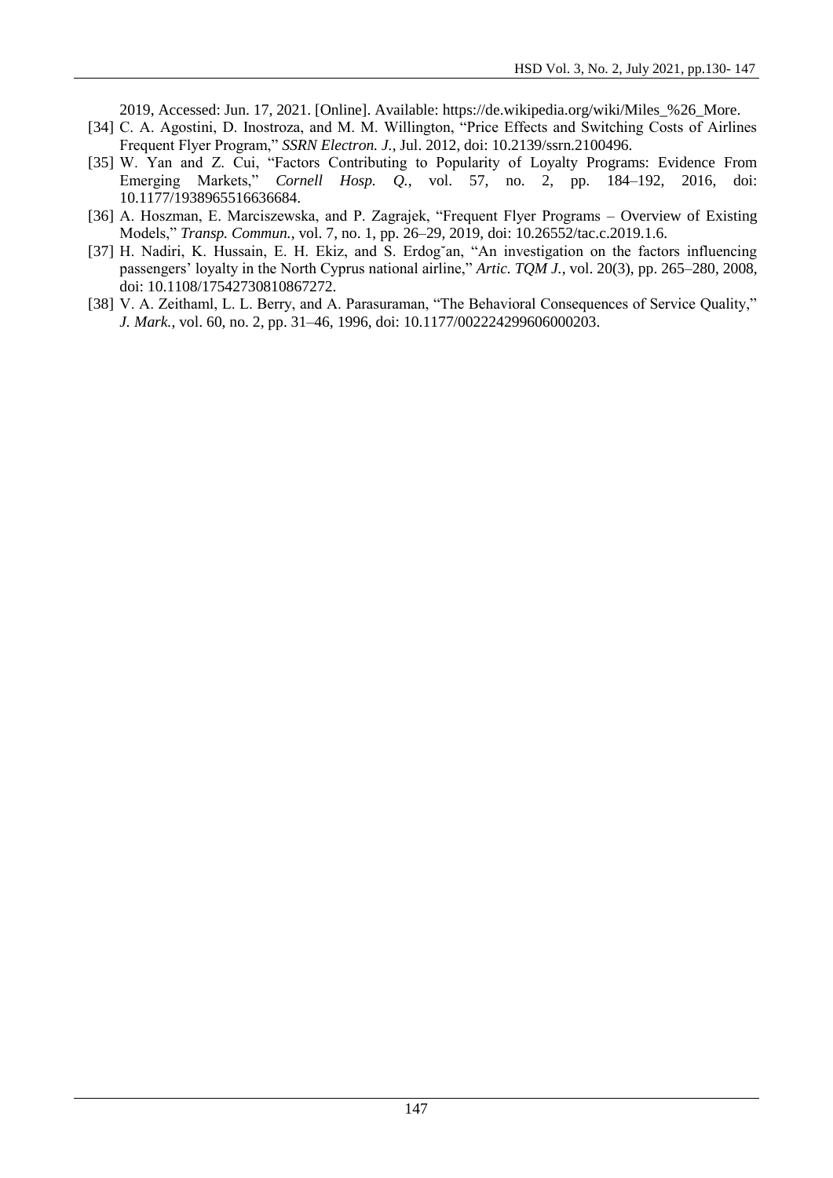2019, Accessed: Jun. 17, 2021. [Online]. Available: https://de.wikipedia.org/wiki/Miles_%26_More.

[34] C. A. Agostini, D. Inostroza, and M. M. Willington, "Price Effects and Switching Costs of Airlines Frequent Flyer Program," *SSRN Electron. J.*, Jul. 2012, doi: 10.2139/ssrn.2100496.

[35] W. Yan and Z. Cui, "Factors Contributing to Popularity of Loyalty Programs: Evidence From Emerging Markets," *Cornell Hosp. Q.*, vol. 57, no. 2, pp. 184–192, 2016, doi: 10.1177/1938965516636684.

[36] A. Hoszman, E. Marciszewska, and P. Zagrajek, "Frequent Flyer Programs – Overview of Existing Models," *Transp. Commun.*, vol. 7, no. 1, pp. 26–29, 2019, doi: 10.26552/tac.c.2019.1.6.

[37] H. Nadiri, K. Hussain, E. H. Ekiz, and S. Erdog˘an, "An investigation on the factors influencing passengers' loyalty in the North Cyprus national airline," *Artic. TQM J.*, vol. 20(3), pp. 265–280, 2008, doi: 10.1108/17542730810867272.

[38] V. A. Zeithaml, L. L. Berry, and A. Parasuraman, "The Behavioral Consequences of Service Quality," *J. Mark.*, vol. 60, no. 2, pp. 31–46, 1996, doi: 10.1177/002224299606000203.